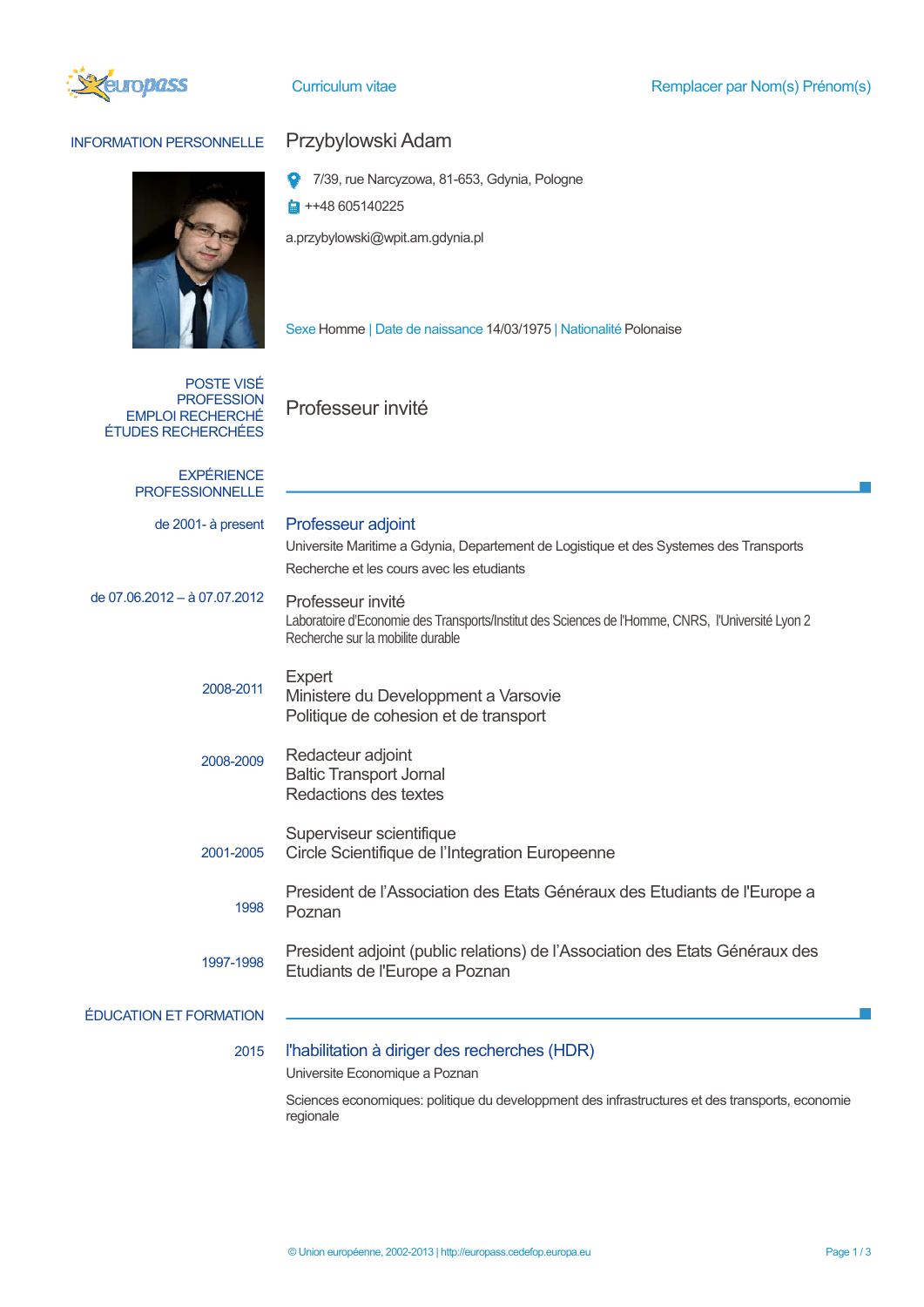Curriculum vitae

Remplacer par Nom(s) Prénom(s)

## INFORMATION PERSONNELLE

**Przybylowski Adam**

7/39, rue Narcyzowa, 81-653, Gdynia, Pologne

++48 605140225

a.przybylowski@wpit.am.gdynia.pl

Sexe Homme | Date de naissance 14/03/1975 | Nationalité Polonaise

## POSTE VISÉ / PROFESSION / EMPLOI RECHERCHÉ / ÉTUDES RECHERCHÉES

Professeur invité

## EXPÉRIENCE PROFESSIONNELLE

**de 2001- à present**

### Professeur adjoint

Universite Maritime a Gdynia, Departement de Logistique et des Systemes des Transports

Recherche et les cours avec les etudiants

**de 07.06.2012 – à 07.07.2012**

Professeur invité

Laboratoire d'Economie des Transports/Institut des Sciences de l'Homme, CNRS, l'Université Lyon 2

Recherche sur la mobilite durable

**2008-2011**

Expert

Ministere du Developpment a Varsovie

Politique de cohesion et de transport

**2008-2009**

Redacteur adjoint

Baltic Transport Jornal

Redactions des textes

**2001-2005**

Superviseur scientifique

Circle Scientifique de l'Integration Europeenne

**1998**

President de l'Association des Etats Généraux des Etudiants de l'Europe a Poznan

**1997-1998**

President adjoint (public relations) de l'Association des Etats Généraux des Etudiants de l'Europe a Poznan

## ÉDUCATION ET FORMATION

**2015**

### l'habilitation à diriger des recherches (HDR)

Universite Economique a Poznan

Sciences economiques: politique du developpment des infrastructures et des transports, economie regionale

© Union européenne, 2002-2013 | http://europass.cedefop.europa.eu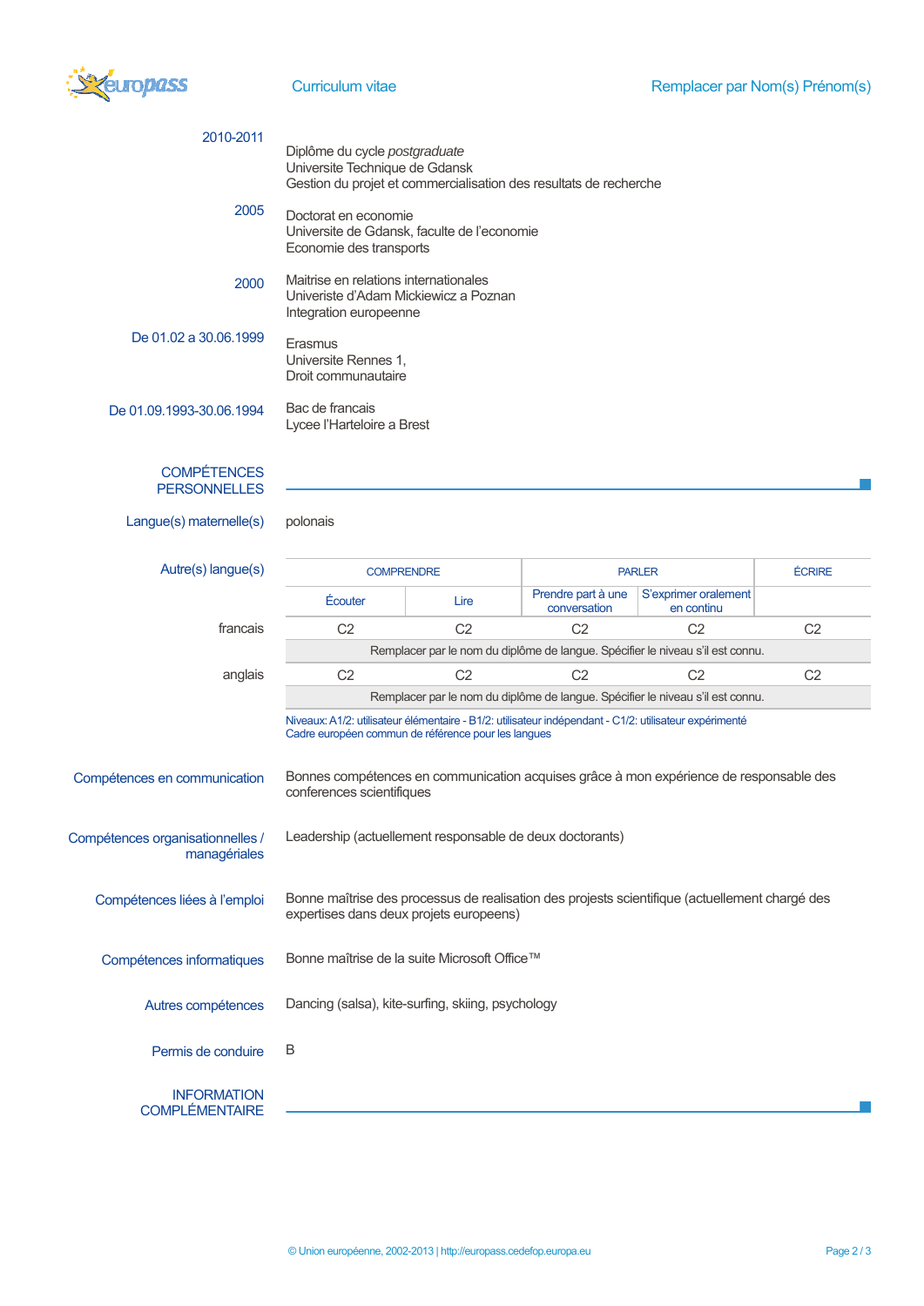2010-2011

Diplôme du cycle *postgraduate*
Universite Technique de Gdansk
Gestion du projet et commercialisation des resultats de recherche

2005

Doctorat en economie
Universite de Gdansk, faculte de l'economie
Economie des transports

2000

Maitrise en relations internationales
Univeriste d'Adam Mickiewicz a Poznan
Integration europeenne

De 01.02 a 30.06.1999

Erasmus
Universite Rennes 1,
Droit communautaire

De 01.09.1993-30.06.1994

Bac de francais
Lycee l'Harteloire a Brest

## COMPÉTENCES PERSONNELLES

**Langue(s) maternelle(s)**

polonais

**Autre(s) langue(s)**

| | COMPRENDRE | | PARLER | | ÉCRIRE |
|---|---|---|---|---|---|
| | Écouter | Lire | Prendre part à une conversation | S'exprimer oralement en continu | |
| francais | C2 | C2 | C2 | C2 | C2 |
| | Remplacer par le nom du diplôme de langue. Spécifier le niveau s'il est connu. | | | | |
| anglais | C2 | C2 | C2 | C2 | C2 |
| | Remplacer par le nom du diplôme de langue. Spécifier le niveau s'il est connu. | | | | |

Niveaux: A1/2: utilisateur élémentaire - B1/2: utilisateur indépendant - C1/2: utilisateur expérimenté
Cadre européen commun de référence pour les langues

**Compétences en communication**

Bonnes compétences en communication acquises grâce à mon expérience de responsable des conferences scientifiques

**Compétences organisationnelles / managériales**

Leadership (actuellement responsable de deux doctorants)

**Compétences liées à l'emploi**

Bonne maîtrise des processus de realisation des projests scientifique (actuellement chargé des expertises dans deux projets europeens)

**Compétences informatiques**

Bonne maîtrise de la suite Microsoft Office™

**Autres compétences**

Dancing (salsa), kite-surfing, skiing, psychology

**Permis de conduire**

B

## INFORMATION COMPLÉMENTAIRE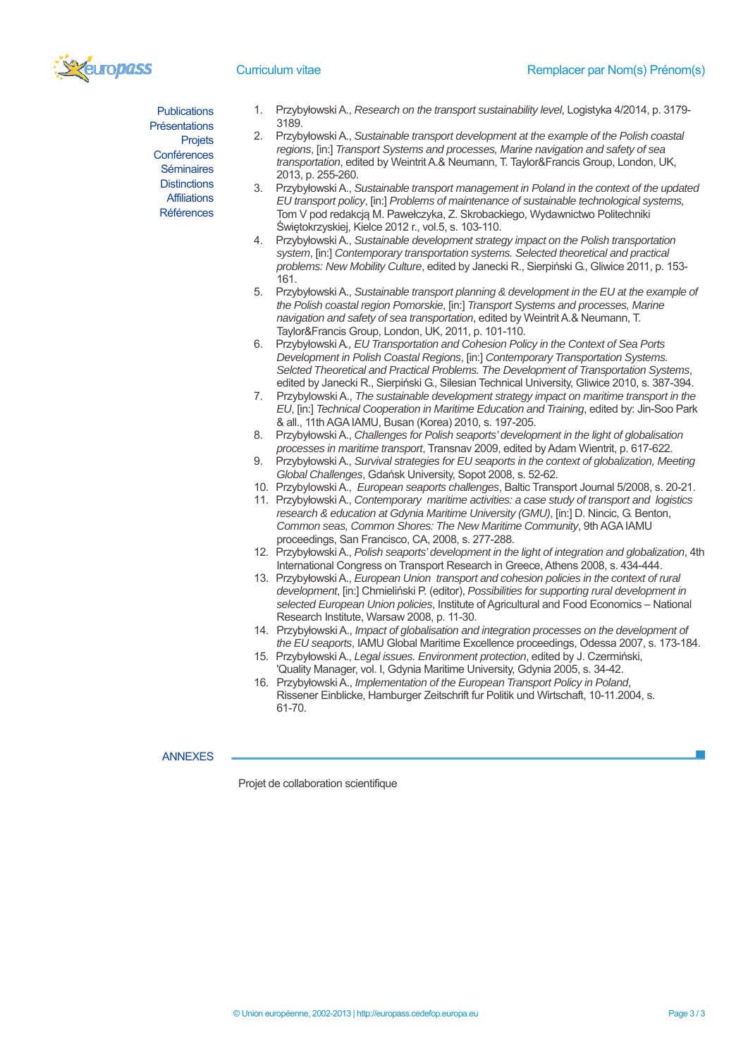Publications
Présentations
Projets
Conférences
Séminaires
Distinctions
Affiliations
Références

1. Przybyłowski A., *Research on the transport sustainability level*, Logistyka 4/2014, p. 3179-3189.
2. Przybyłowski A., *Sustainable transport development at the example of the Polish coastal regions*, [in:] *Transport Systems and processes, Marine navigation and safety of sea transportation*, edited by Weintrit A.& Neumann, T. Taylor&Francis Group, London, UK, 2013, p. 255-260.
3. Przybyłowski A., *Sustainable transport management in Poland in the context of the updated EU transport policy*, [in:] *Problems of maintenance of sustainable technological systems,* Tom V pod redakcją M. Pawełczyka, Z. Skrobackiego, Wydawnictwo Politechniki Świętokrzyskiej, Kielce 2012 r., vol.5, s. 103-110.
4. Przybyłowski A., *Sustainable development strategy impact on the Polish transportation system*, [in:] *Contemporary transportation systems. Selected theoretical and practical problems: New Mobility Culture*, edited by Janecki R., Sierpiński G., Gliwice 2011, p. 153-161.
5. Przybyłowski A., *Sustainable transport planning & development in the EU at the example of the Polish coastal region Pomorskie*, [in:] *Transport Systems and processes, Marine navigation and safety of sea transportation*, edited by Weintrit A.& Neumann, T. Taylor&Francis Group, London, UK, 2011, p. 101-110.
6. Przybyłowski A., *EU Transportation and Cohesion Policy in the Context of Sea Ports Development in Polish Coastal Regions*, [in:] *Contemporary Transportation Systems. Selcted Theoretical and Practical Problems. The Development of Transportation Systems*, edited by Janecki R., Sierpiński G., Silesian Technical University, Gliwice 2010, s. 387-394.
7. Przybylowski A., *The sustainable development strategy impact on maritime transport in the EU*, [in:] *Technical Cooperation in Maritime Education and Training*, edited by: Jin-Soo Park & all., 11th AGA IAMU, Busan (Korea) 2010, s. 197-205.
8. Przybyłowski A., *Challenges for Polish seaports' development in the light of globalisation processes in maritime transport*, Transnav 2009, edited by Adam Wientrit, p. 617-622.
9. Przybyłowski A., *Survival strategies for EU seaports in the context of globalization, Meeting Global Challenges*, Gdańsk University, Sopot 2008, s. 52-62.
10. Przybyłowski A., *European seaports challenges*, Baltic Transport Journal 5/2008, s. 20-21.
11. Przybyłowski A., *Contemporary maritime activities: a case study of transport and logistics research & education at Gdynia Maritime University (GMU)*, [in:] D. Nincic, G. Benton, *Common seas, Common Shores: The New Maritime Community*, 9th AGA IAMU proceedings, San Francisco, CA, 2008, s. 277-288.
12. Przybyłowski A., *Polish seaports' development in the light of integration and globalization*, 4th International Congress on Transport Research in Greece, Athens 2008, s. 434-444.
13. Przybyłowski A., *European Union transport and cohesion policies in the context of rural development*, [in:] Chmieliński P. (editor), *Possibilities for supporting rural development in selected European Union policies*, Institute of Agricultural and Food Economics – National Research Institute, Warsaw 2008, p. 11-30.
14. Przybyłowski A., *Impact of globalisation and integration processes on the development of the EU seaports*, IAMU Global Maritime Excellence proceedings, Odessa 2007, s. 173-184.
15. Przybyłowski A., *Legal issues. Environment protection*, edited by J. Czermiński, 'Quality Manager, vol. I, Gdynia Maritime University, Gdynia 2005, s. 34-42.
16. Przybyłowski A., *Implementation of the European Transport Policy in Poland*, Rissener Einblicke, Hamburger Zeitschrift fur Politik und Wirtschaft, 10-11.2004, s. 61-70.

## ANNEXES

Projet de collaboration scientifique